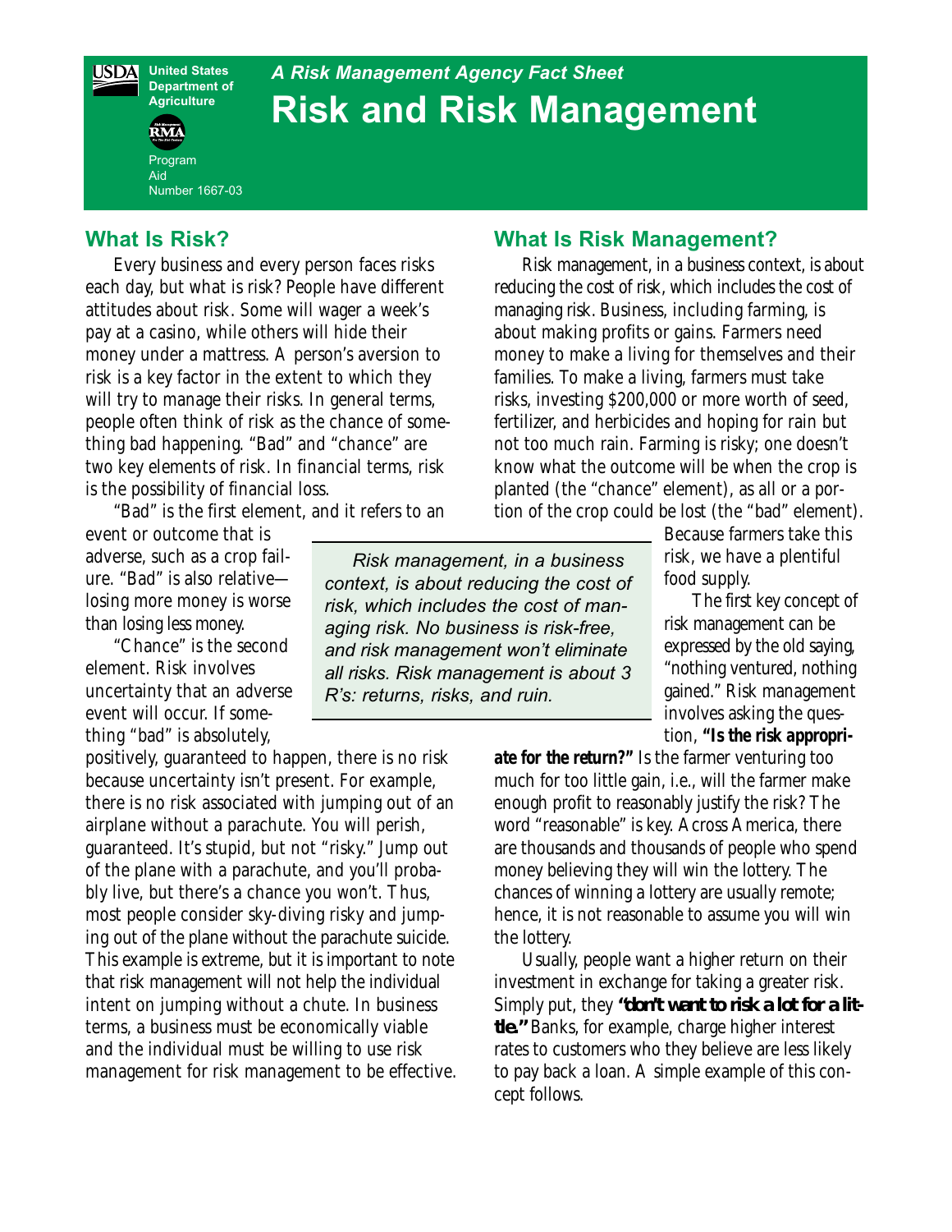United States Department of Agriculture

Program Aid Number 1667-03

*A Risk Management Agency Fact Sheet*

# Risk and Risk Management

## What Is Risk?

Every business and every person faces risks each day, but what is risk? People have different attitudes about risk. Some will wager a week's pay at a casino, while others will hide their money under a mattress. A person's aversion to risk is a key factor in the extent to which they will try to manage their risks. In general terms, people often think of risk as the chance of something bad happening. "Bad" and "chance" are two key elements of risk. In financial terms, risk is the possibility of financial loss.

"Bad" is the first element, and it refers to an event or outcome that is adverse, such as a crop failure. "Bad" is also relative—losing more money is worse than losing less money.

"Chance" is the second element. Risk involves uncertainty that an adverse event will occur. If something "bad" is absolutely, positively, guaranteed to happen, there is no risk because uncertainty isn't present. For example, there is no risk associated with jumping out of an airplane without a parachute. You will perish, guaranteed. It's stupid, but not "risky." Jump out of the plane with a parachute, and you'll probably live, but there's a chance you won't. Thus, most people consider sky-diving risky and jumping out of the plane without the parachute suicide. This example is extreme, but it is important to note that risk management will not help the individual intent on jumping without a chute. In business terms, a business must be economically viable and the individual must be willing to use risk management for risk management to be effective.

## What Is Risk Management?

Risk management, in a business context, is about reducing the cost of risk, which includes the cost of managing risk. Business, including farming, is about making profits or gains. Farmers need money to make a living for themselves and their families. To make a living, farmers must take risks, investing $200,000 or more worth of seed, fertilizer, and herbicides and hoping for rain but not too much rain. Farming is risky; one doesn't know what the outcome will be when the crop is planted (the "chance" element), as all or a portion of the crop could be lost (the "bad" element). Because farmers take this risk, we have a plentiful food supply.

> *Risk management, in a business context, is about reducing the cost of risk, which includes the cost of managing risk. No business is risk-free, and risk management won't eliminate all risks. Risk management is about 3 R's: returns, risks, and ruin.*

The first key concept of risk management can be expressed by the old saying, "nothing ventured, nothing gained." Risk management involves asking the question, **"Is the risk appropriate for the return?"** Is the farmer venturing too much for too little gain, i.e., will the farmer make enough profit to reasonably justify the risk? The word "reasonable" is key. Across America, there are thousands and thousands of people who spend money believing they will win the lottery. The chances of winning a lottery are usually remote; hence, it is not reasonable to assume you will win the lottery.

Usually, people want a higher return on their investment in exchange for taking a greater risk. Simply put, they ***"don't want to risk a lot for a little."*** Banks, for example, charge higher interest rates to customers who they believe are less likely to pay back a loan. A simple example of this concept follows.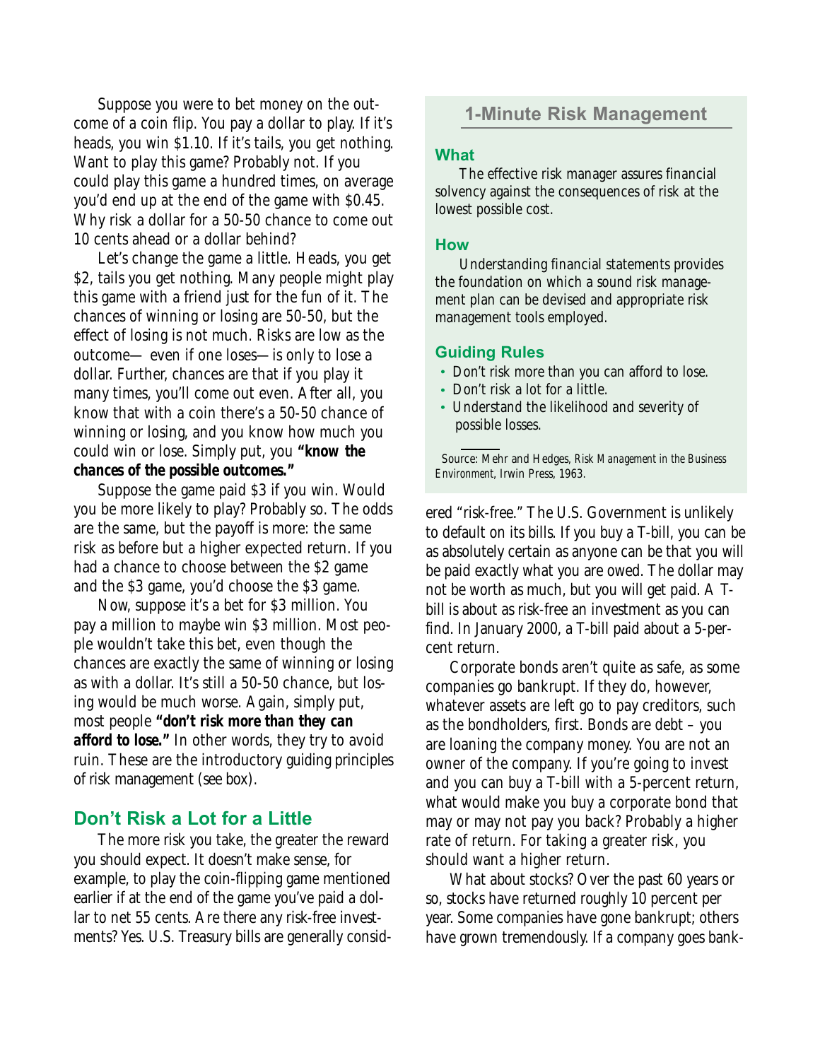Suppose you were to bet money on the outcome of a coin flip. You pay a dollar to play. If it's heads, you win $1.10. If it's tails, you get nothing. Want to play this game? Probably not. If you could play this game a hundred times, on average you'd end up at the end of the game with $0.45. Why risk a dollar for a 50-50 chance to come out 10 cents ahead or a dollar behind?

Let's change the game a little. Heads, you get $2, tails you get nothing. Many people might play this game with a friend just for the fun of it. The chances of winning or losing are 50-50, but the effect of losing is not much. Risks are low as the outcome— even if one loses—is only to lose a dollar. Further, chances are that if you play it many times, you'll come out even. After all, you know that with a coin there's a 50-50 chance of winning or losing, and you know how much you could win or lose. Simply put, you ***"know the chances of the possible outcomes."***

Suppose the game paid $3 if you win. Would you be more likely to play? Probably so. The odds are the same, but the payoff is more: the same risk as before but a higher expected return. If you had a chance to choose between the $2 game and the $3 game, you'd choose the $3 game.

Now, suppose it's a bet for $3 million. You pay a million to maybe win $3 million. Most people wouldn't take this bet, even though the chances are exactly the same of winning or losing as with a dollar. It's still a 50-50 chance, but losing would be much worse. Again, simply put, most people ***"don't risk more than they can afford to lose."*** In other words, they try to avoid ruin. These are the introductory guiding principles of risk management (see box).

> ## 1-Minute Risk Management
>
> ### What
>
> The effective risk manager assures financial solvency against the consequences of risk at the lowest possible cost.
>
> ### How
>
> Understanding financial statements provides the foundation on which a sound risk management plan can be devised and appropriate risk management tools employed.
>
> ### Guiding Rules
>
> - Don't risk more than you can afford to lose.
> - Don't risk a lot for a little.
> - Understand the likelihood and severity of possible losses.
>
> Source: Mehr and Hedges, *Risk Management in the Business Environment*, Irwin Press, 1963.

## Don't Risk a Lot for a Little

The more risk you take, the greater the reward you should expect. It doesn't make sense, for example, to play the coin-flipping game mentioned earlier if at the end of the game you've paid a dollar to net 55 cents. Are there any risk-free investments? Yes. U.S. Treasury bills are generally considered "risk-free." The U.S. Government is unlikely to default on its bills. If you buy a T-bill, you can be as absolutely certain as anyone can be that you will be paid exactly what you are owed. The dollar may not be worth as much, but you will get paid. A T-bill is about as risk-free an investment as you can find. In January 2000, a T-bill paid about a 5-percent return.

Corporate bonds aren't quite as safe, as some companies go bankrupt. If they do, however, whatever assets are left go to pay creditors, such as the bondholders, first. Bonds are debt – you are loaning the company money. You are not an owner of the company. If you're going to invest and you can buy a T-bill with a 5-percent return, what would make you buy a corporate bond that may or may not pay you back? Probably a higher rate of return. For taking a greater risk, you should want a higher return.

What about stocks? Over the past 60 years or so, stocks have returned roughly 10 percent per year. Some companies have gone bankrupt; others have grown tremendously. If a company goes bank-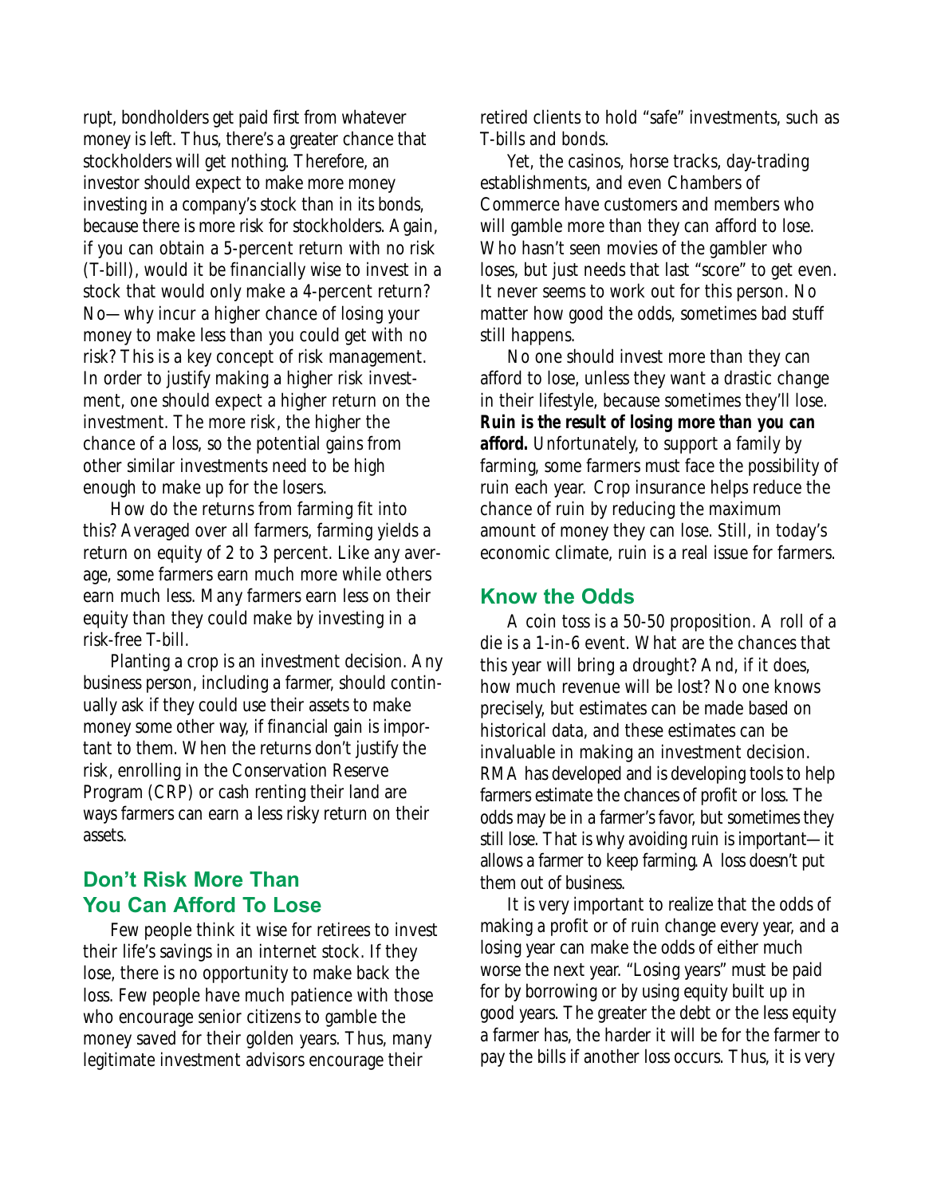rupt, bondholders get paid first from whatever money is left. Thus, there's a greater chance that stockholders will get nothing. Therefore, an investor should expect to make more money investing in a company's stock than in its bonds, because there is more risk for stockholders. Again, if you can obtain a 5-percent return with no risk (T-bill), would it be financially wise to invest in a stock that would only make a 4-percent return? No—why incur a higher chance of losing your money to make less than you could get with no risk? This is a key concept of risk management. In order to justify making a higher risk investment, one should expect a higher return on the investment. The more risk, the higher the chance of a loss, so the potential gains from other similar investments need to be high enough to make up for the losers.

How do the returns from farming fit into this? Averaged over all farmers, farming yields a return on equity of 2 to 3 percent. Like any average, some farmers earn much more while others earn much less. Many farmers earn less on their equity than they could make by investing in a risk-free T-bill.

Planting a crop is an investment decision. Any business person, including a farmer, should continually ask if they could use their assets to make money some other way, if financial gain is important to them. When the returns don't justify the risk, enrolling in the Conservation Reserve Program (CRP) or cash renting their land are ways farmers can earn a less risky return on their assets.

## Don't Risk More Than You Can Afford To Lose

Few people think it wise for retirees to invest their life's savings in an internet stock. If they lose, there is no opportunity to make back the loss. Few people have much patience with those who encourage senior citizens to gamble the money saved for their golden years. Thus, many legitimate investment advisors encourage their retired clients to hold "safe" investments, such as T-bills and bonds.

Yet, the casinos, horse tracks, day-trading establishments, and even Chambers of Commerce have customers and members who will gamble more than they can afford to lose. Who hasn't seen movies of the gambler who loses, but just needs that last "score" to get even. It never seems to work out for this person. No matter how good the odds, sometimes bad stuff still happens.

No one should invest more than they can afford to lose, unless they want a drastic change in their lifestyle, because sometimes they'll lose. ***Ruin is the result of losing more than you can afford.*** Unfortunately, to support a family by farming, some farmers must face the possibility of ruin each year. Crop insurance helps reduce the chance of ruin by reducing the maximum amount of money they can lose. Still, in today's economic climate, ruin is a real issue for farmers.

## Know the Odds

A coin toss is a 50-50 proposition. A roll of a die is a 1-in-6 event. What are the chances that this year will bring a drought? And, if it does, how much revenue will be lost? No one knows precisely, but estimates can be made based on historical data, and these estimates can be invaluable in making an investment decision. RMA has developed and is developing tools to help farmers estimate the chances of profit or loss. The odds may be in a farmer's favor, but sometimes they still lose. That is why avoiding ruin is important—it allows a farmer to keep farming. A loss doesn't put them out of business.

It is very important to realize that the odds of making a profit or of ruin change every year, and a losing year can make the odds of either much worse the next year. "Losing years" must be paid for by borrowing or by using equity built up in good years. The greater the debt or the less equity a farmer has, the harder it will be for the farmer to pay the bills if another loss occurs. Thus, it is very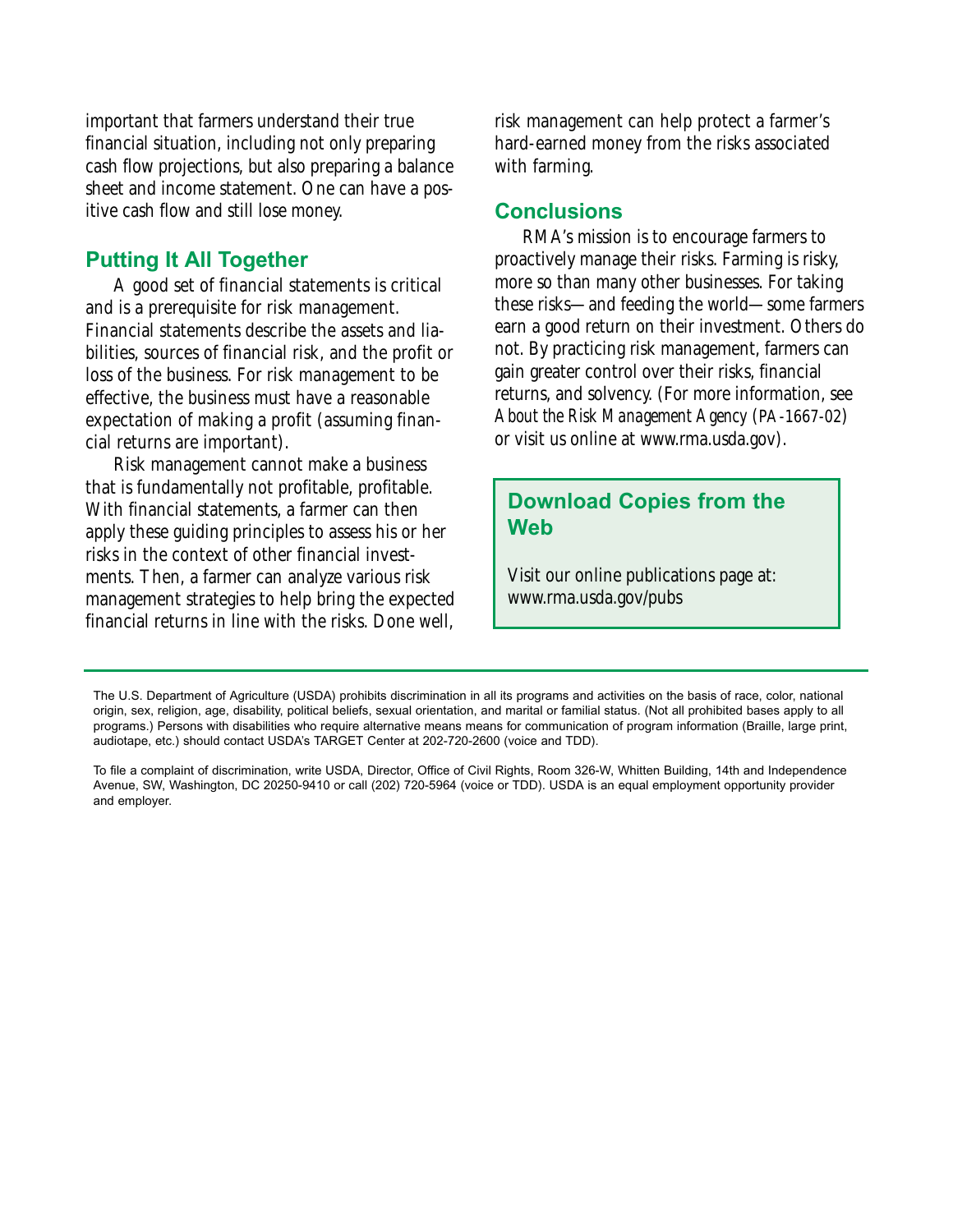important that farmers understand their true financial situation, including not only preparing cash flow projections, but also preparing a balance sheet and income statement. One can have a positive cash flow and still lose money.

## Putting It All Together

A good set of financial statements is critical and is a prerequisite for risk management. Financial statements describe the assets and liabilities, sources of financial risk, and the profit or loss of the business. For risk management to be effective, the business must have a reasonable expectation of making a profit (assuming financial returns are important).

Risk management cannot make a business that is fundamentally not profitable, profitable. With financial statements, a farmer can then apply these guiding principles to assess his or her risks in the context of other financial investments. Then, a farmer can analyze various risk management strategies to help bring the expected financial returns in line with the risks. Done well, risk management can help protect a farmer's hard-earned money from the risks associated with farming.

## Conclusions

RMA's mission is to encourage farmers to proactively manage their risks. Farming is risky, more so than many other businesses. For taking these risks—and feeding the world—some farmers earn a good return on their investment. Others do not. By practicing risk management, farmers can gain greater control over their risks, financial returns, and solvency. (For more information, see *About the Risk Management Agency (PA-1667-02)* or visit us online at www.rma.usda.gov).

## Download Copies from the Web

Visit our online publications page at: www.rma.usda.gov/pubs

---

The U.S. Department of Agriculture (USDA) prohibits discrimination in all its programs and activities on the basis of race, color, national origin, sex, religion, age, disability, political beliefs, sexual orientation, and marital or familial status. (Not all prohibited bases apply to all programs.) Persons with disabilities who require alternative means means for communication of program information (Braille, large print, audiotape, etc.) should contact USDA's TARGET Center at 202-720-2600 (voice and TDD).

To file a complaint of discrimination, write USDA, Director, Office of Civil Rights, Room 326-W, Whitten Building, 14th and Independence Avenue, SW, Washington, DC 20250-9410 or call (202) 720-5964 (voice or TDD). USDA is an equal employment opportunity provider and employer.